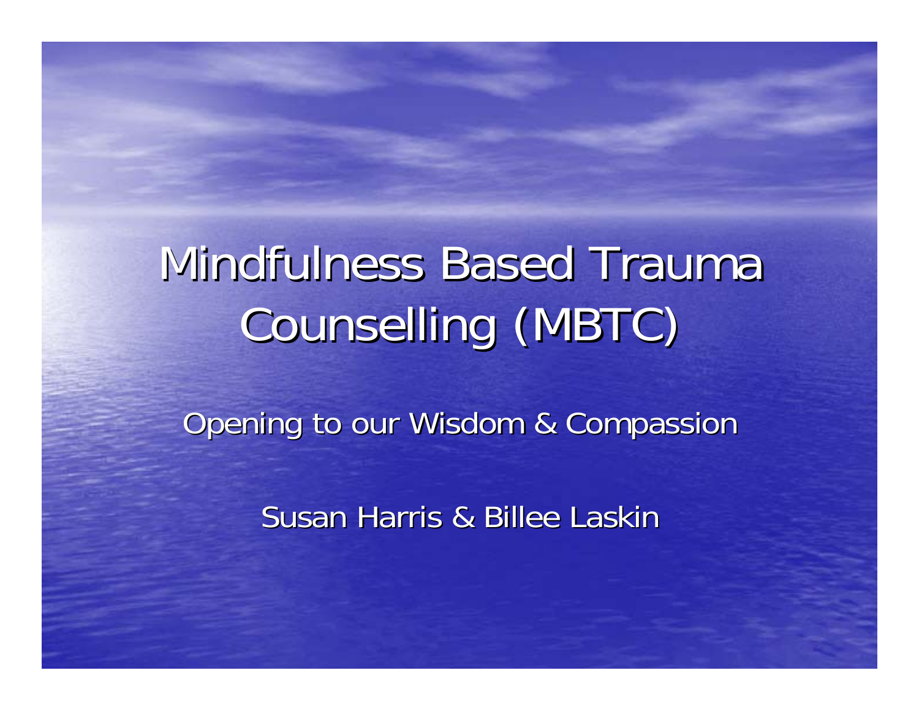# Mindfulness Based Trauma Counselling (MBTC)

Opening to our Wisdom & Compassion

Susan Harris & Billee Laskin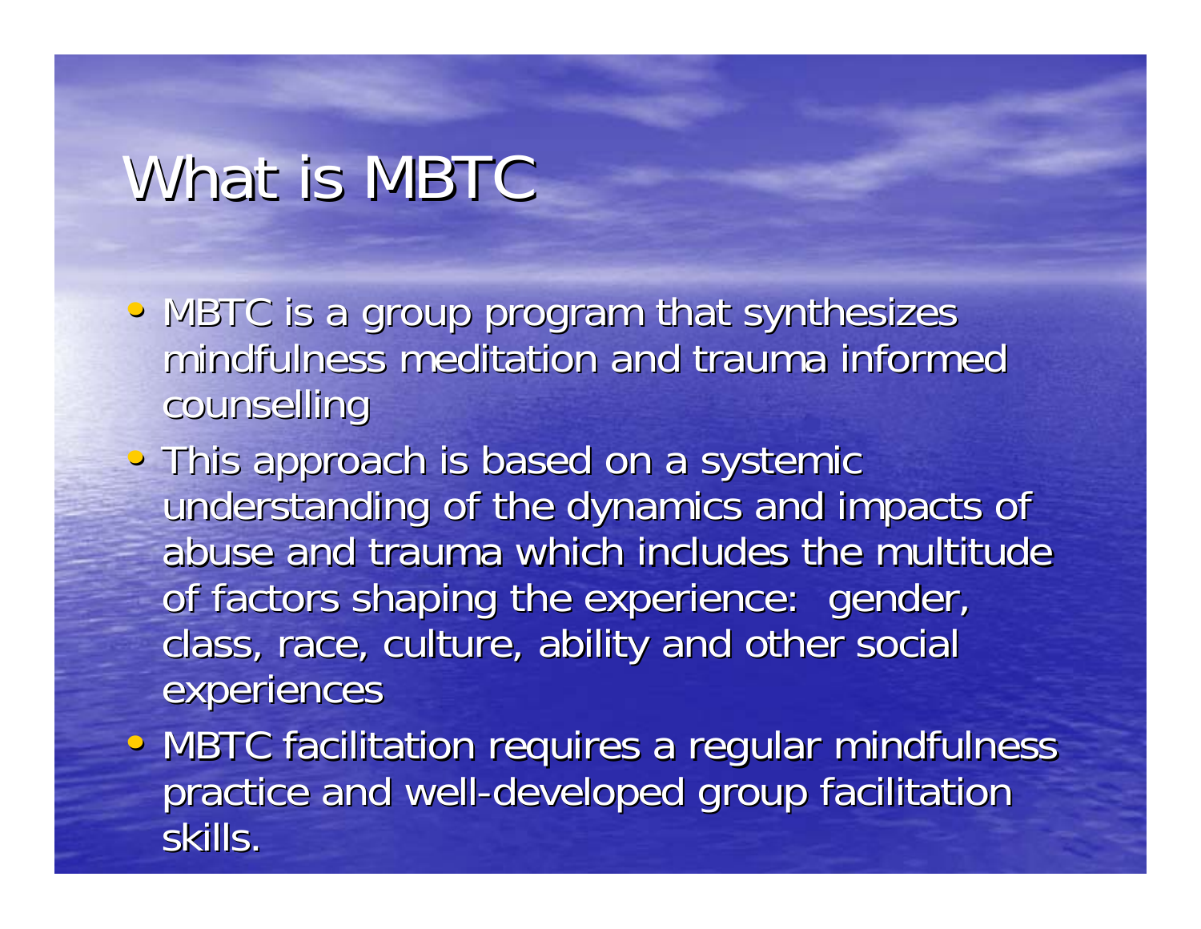# What is MBTC

- MBTC is a group program that synthesizes mindfulness meditation and trauma informed counselling
- This approach is based on a systemic understanding of the dynamics and impacts of abuse and trauma which includes the multitude of factors shaping the experience:  gender, class, race, culture, ability and other social experiences
- MBTC facilitation requires a regular mindfulness practice and well-developed group facilitation skills.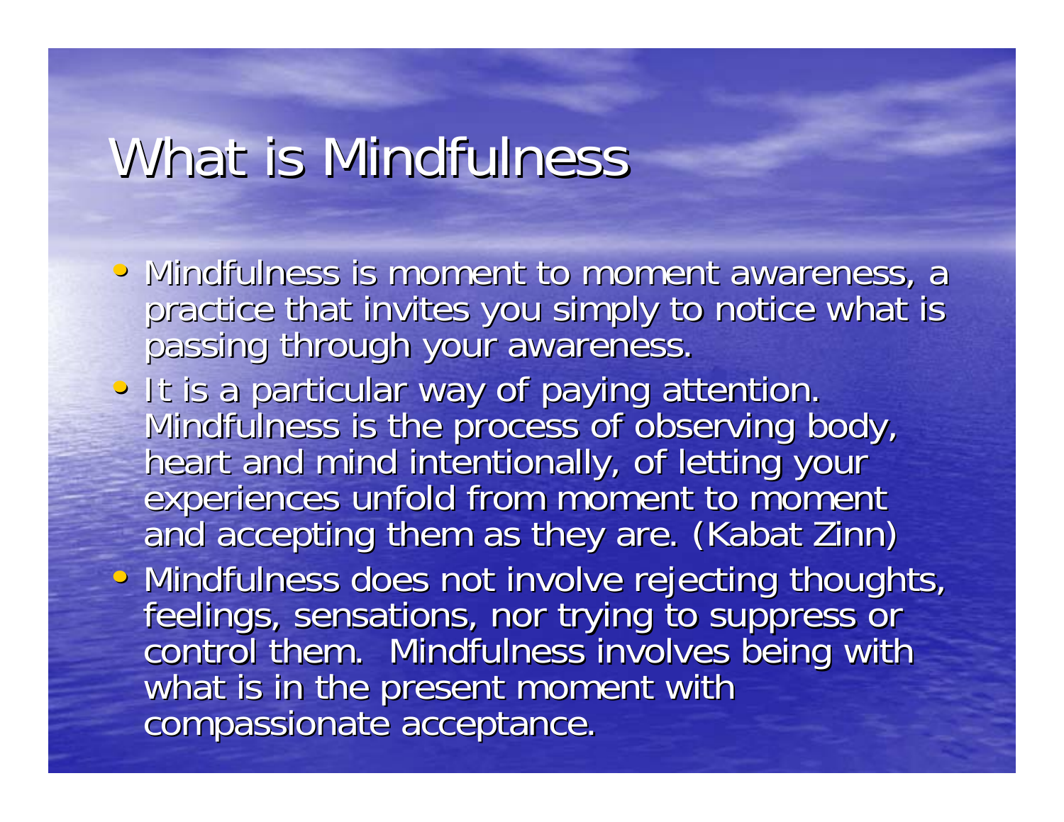# What is Mindfulness

- Mindfulness is moment to moment awareness, a practice that invites you simply to notice what is passing through your awareness.
- It is a particular way of paying attention. Mindfulness is the process of observing body, heart and mind intentionally, of letting your experiences unfold from moment to moment and accepting them as they are. (Kabat Zinn)
- Mindfulness does not involve rejecting thoughts, feelings, sensations, nor trying to suppress or control them. Mindfulness involves being with what is in the present moment with compassionate acceptance.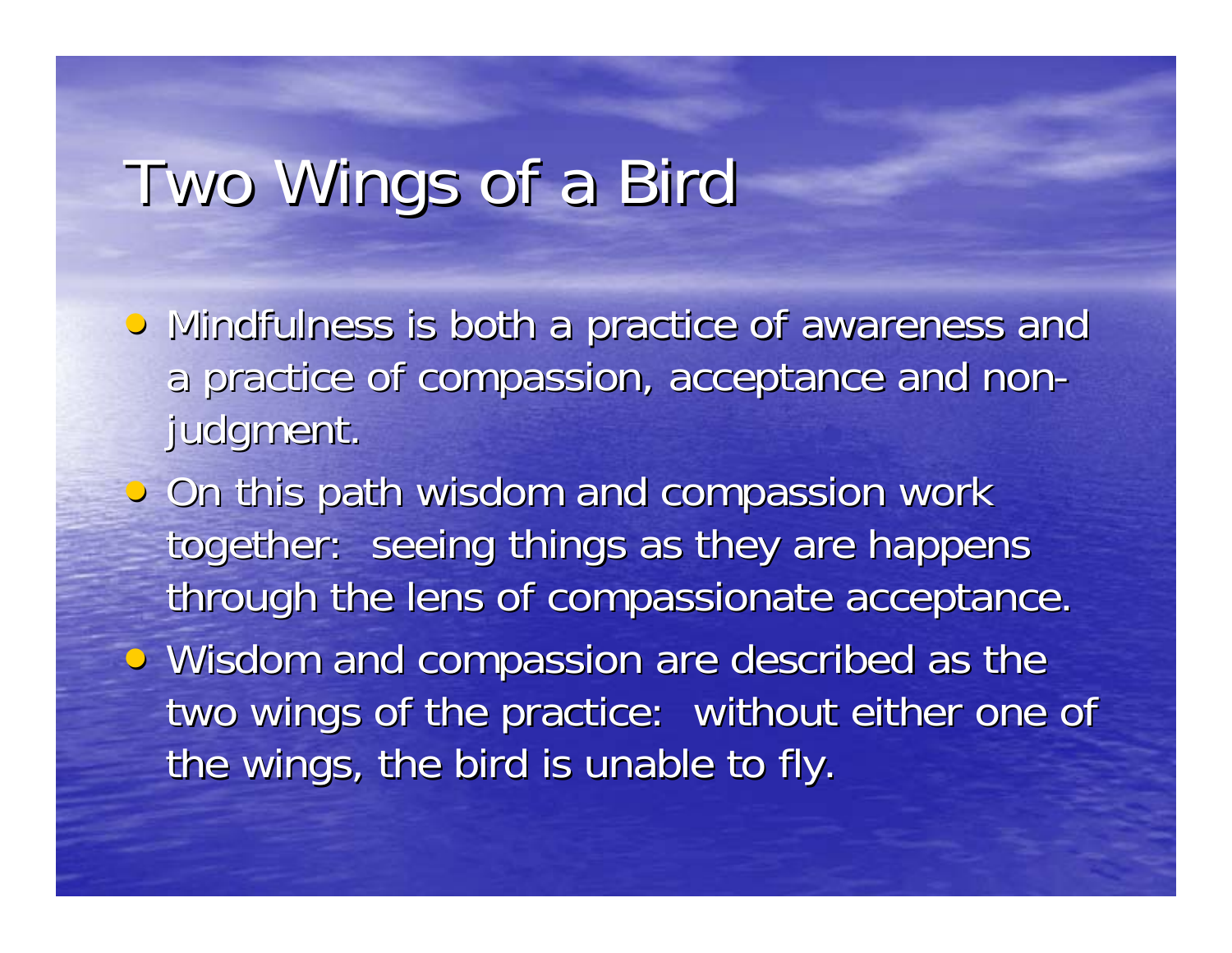# Two Wings of a Bird

- Mindfulness is both a practice of awareness and a practice of compassion, acceptance and non-judgment.
- On this path wisdom and compassion work together: seeing things as they are happens through the lens of compassionate acceptance.
- Wisdom and compassion are described as the two wings of the practice: without either one of the wings, the bird is unable to fly.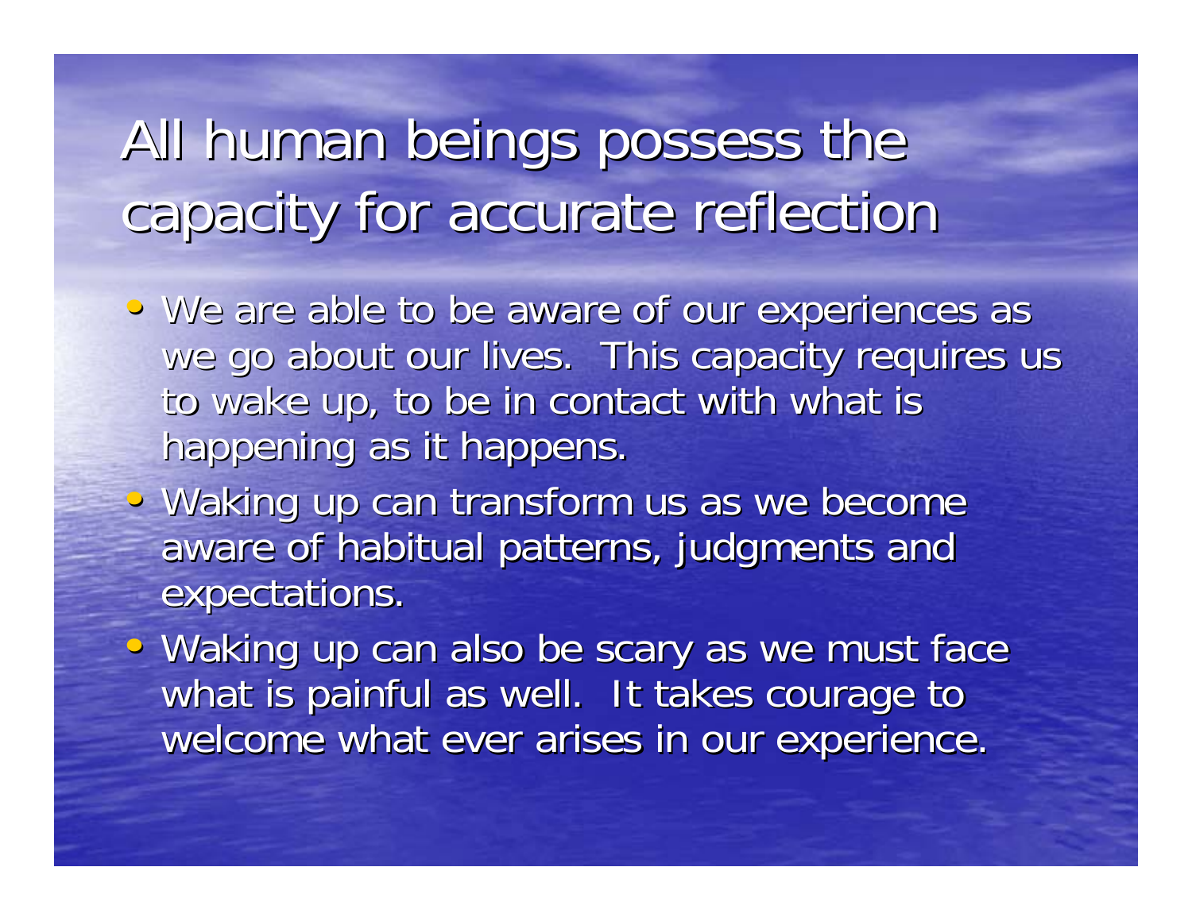# All human beings possess the capacity for accurate reflection

- We are able to be aware of our experiences as we go about our lives. This capacity requires us to wake up, to be in contact with what is happening as it happens.
- Waking up can transform us as we become aware of habitual patterns, judgments and expectations.
- Waking up can also be scary as we must face what is painful as well. It takes courage to welcome what ever arises in our experience.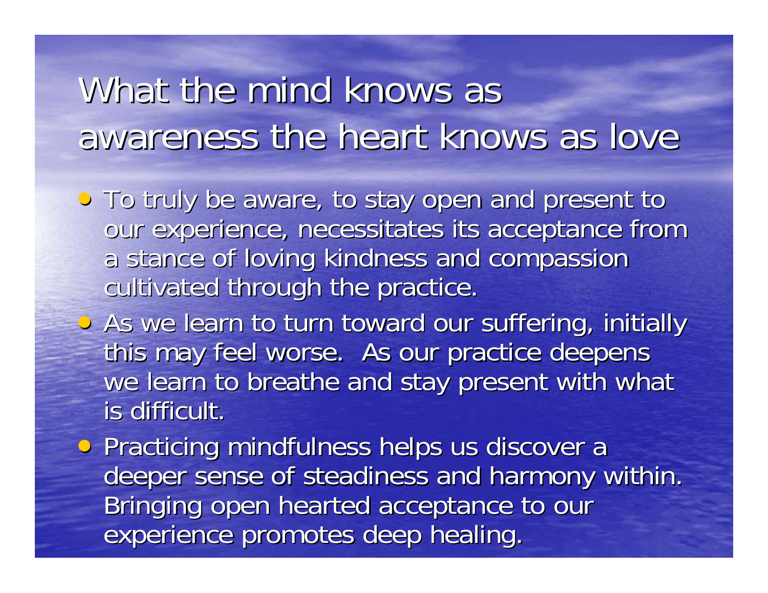# What the mind knows as awareness the heart knows as love

- To truly be aware, to stay open and present to our experience, necessitates its acceptance from a stance of loving kindness and compassion cultivated through the practice.
- As we learn to turn toward our suffering, initially this may feel worse. As our practice deepens we learn to breathe and stay present with what is difficult.
- Practicing mindfulness helps us discover a deeper sense of steadiness and harmony within. Bringing open hearted acceptance to our experience promotes deep healing.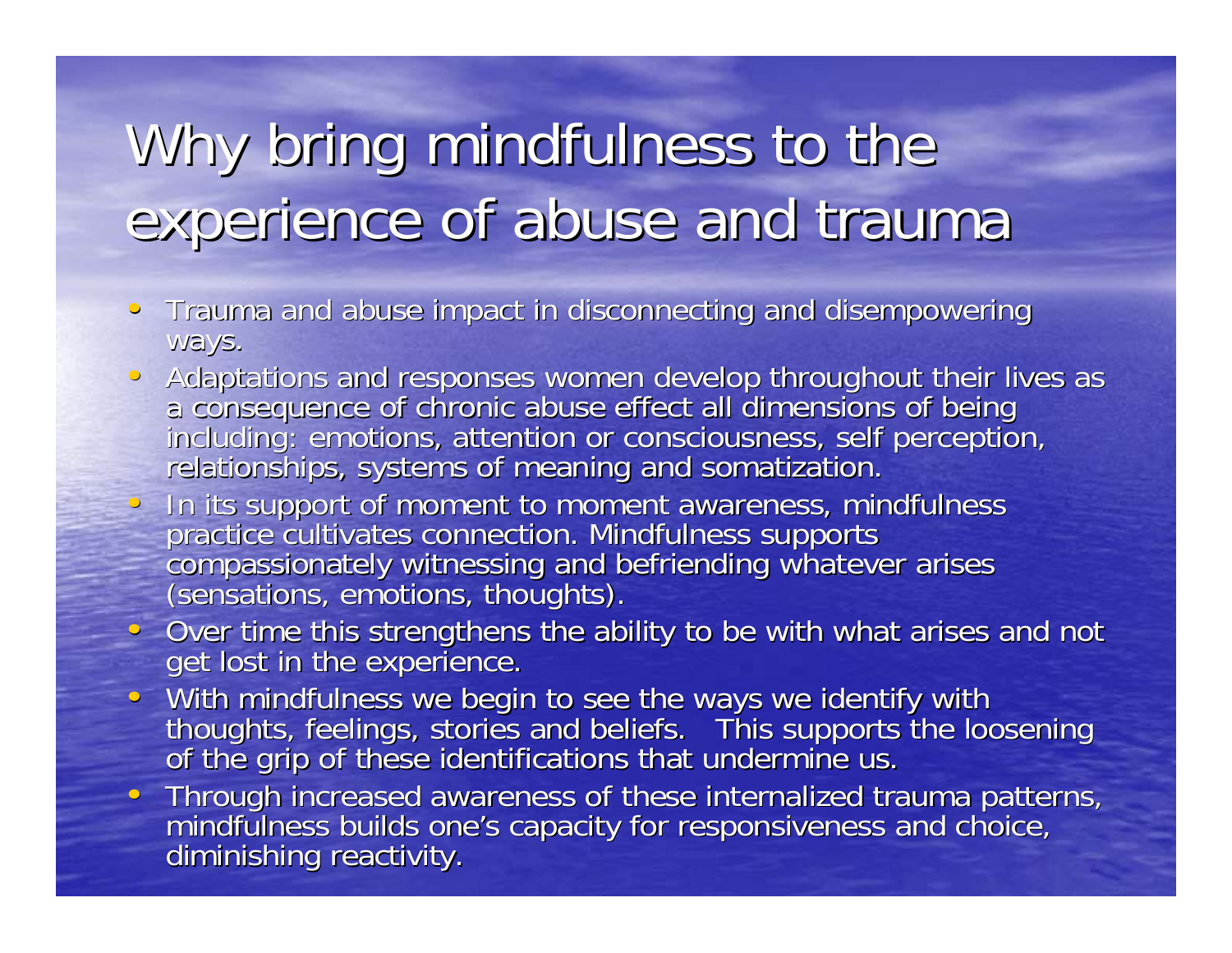# Why bring mindfulness to the experience of abuse and trauma

- Trauma and abuse impact in disconnecting and disempowering ways.
- Adaptations and responses women develop throughout their lives as a consequence of chronic abuse effect all dimensions of being including: emotions, attention or consciousness, self perception, relationships, systems of meaning and somatization.
- In its support of moment to moment awareness, mindfulness practice cultivates connection. Mindfulness supports compassionately witnessing and befriending whatever arises (sensations, emotions, thoughts).
- Over time this strengthens the ability to be with what arises and not get lost in the experience.
- With mindfulness we begin to see the ways we identify with thoughts, feelings, stories and beliefs. This supports the loosening of the grip of these identifications that undermine us.
- Through increased awareness of these internalized trauma patterns, mindfulness builds one's capacity for responsiveness and choice, diminishing reactivity.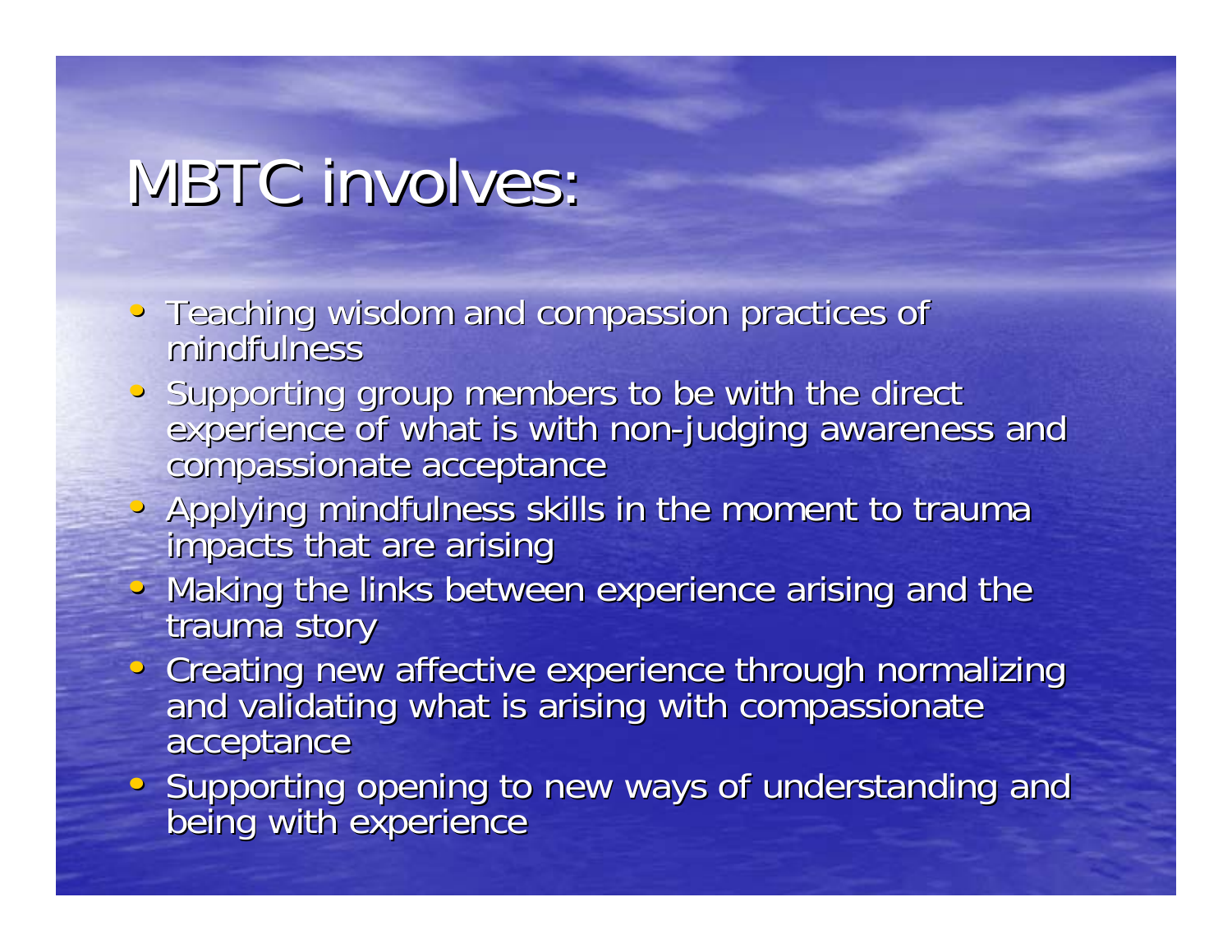# MBTC involves:

- Teaching wisdom and compassion practices of mindfulness
- Supporting group members to be with the direct experience of what is with non-judging awareness and compassionate acceptance
- Applying mindfulness skills in the moment to trauma impacts that are arising
- Making the links between experience arising and the trauma story
- Creating new affective experience through normalizing and validating what is arising with compassionate acceptance
- Supporting opening to new ways of understanding and being with experience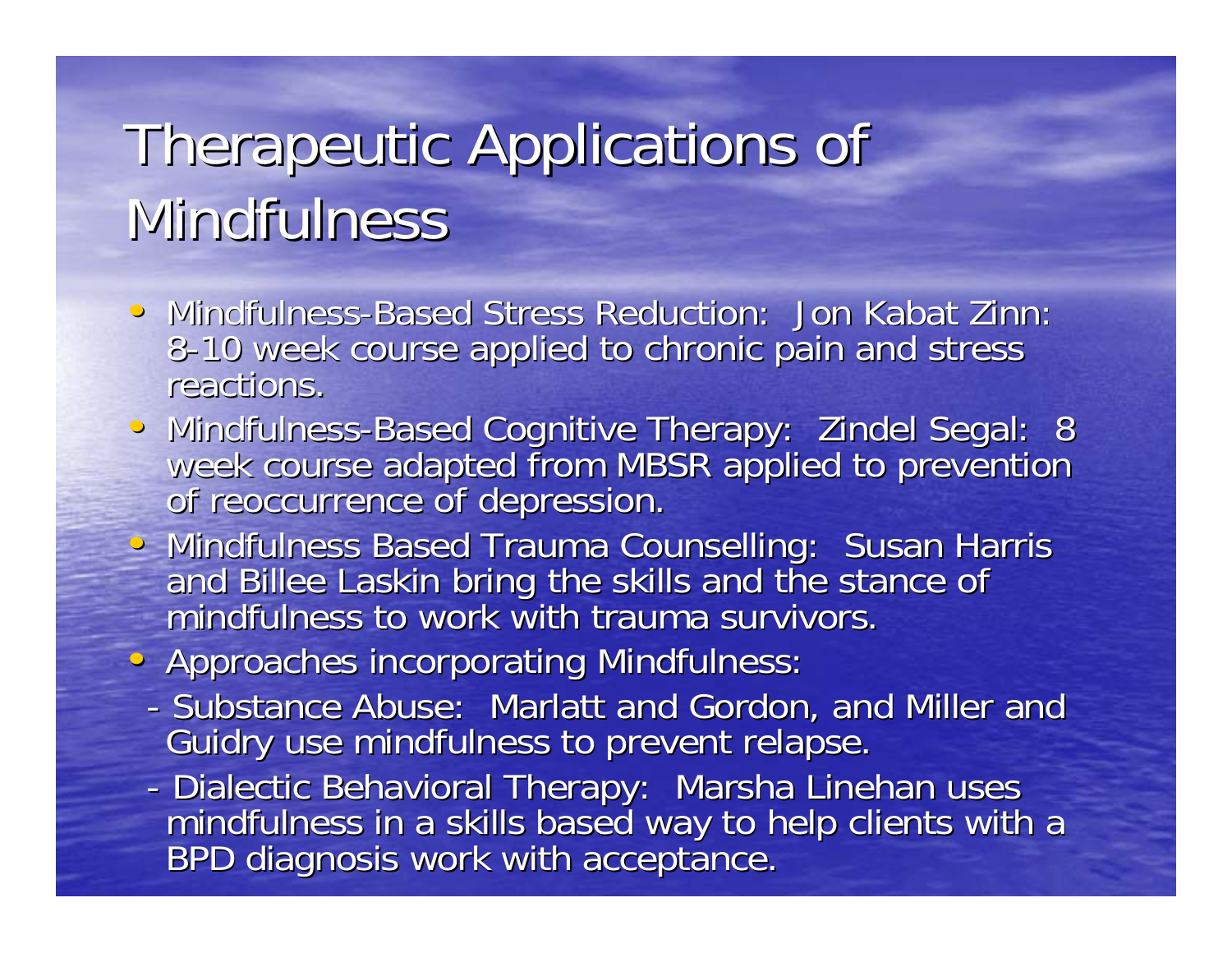# Therapeutic Applications of Mindfulness

- Mindfulness-Based Stress Reduction: Jon Kabat Zinn: 8-10 week course applied to chronic pain and stress reactions.
- Mindfulness-Based Cognitive Therapy: Zindel Segal: 8 week course adapted from MBSR applied to prevention of reoccurrence of depression.
- Mindfulness Based Trauma Counselling: Susan Harris and Billee Laskin bring the skills and the stance of mindfulness to work with trauma survivors.
- Approaches incorporating Mindfulness:
  - Substance Abuse: Marlatt and Gordon, and Miller and Guidry use mindfulness to prevent relapse.
  - Dialectic Behavioral Therapy: Marsha Linehan uses mindfulness in a skills based way to help clients with a BPD diagnosis work with acceptance.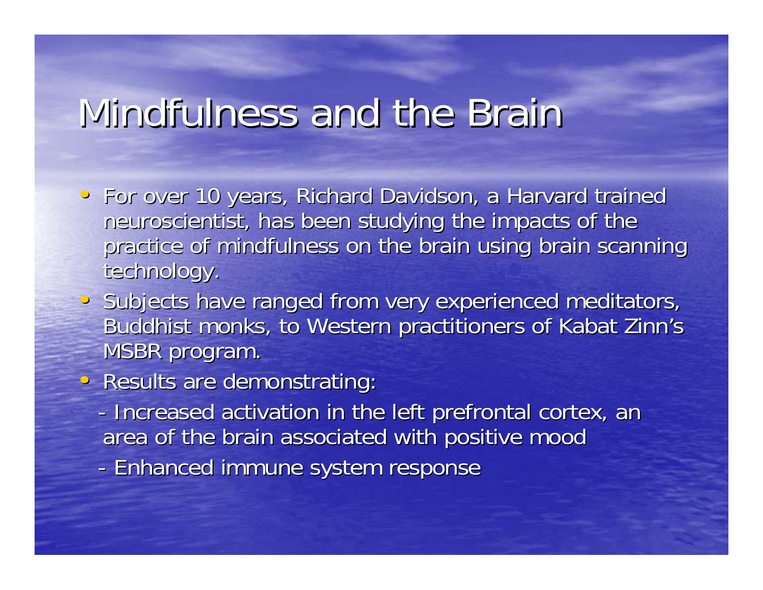# Mindfulness and the Brain

- For over 10 years, Richard Davidson, a Harvard trained neuroscientist, has been studying the impacts of the practice of mindfulness on the brain using brain scanning technology.
- Subjects have ranged from very experienced meditators, Buddhist monks, to Western practitioners of Kabat Zinn's MSBR program.
- Results are demonstrating:
  - Increased activation in the left prefrontal cortex, an area of the brain associated with positive mood
  - Enhanced immune system response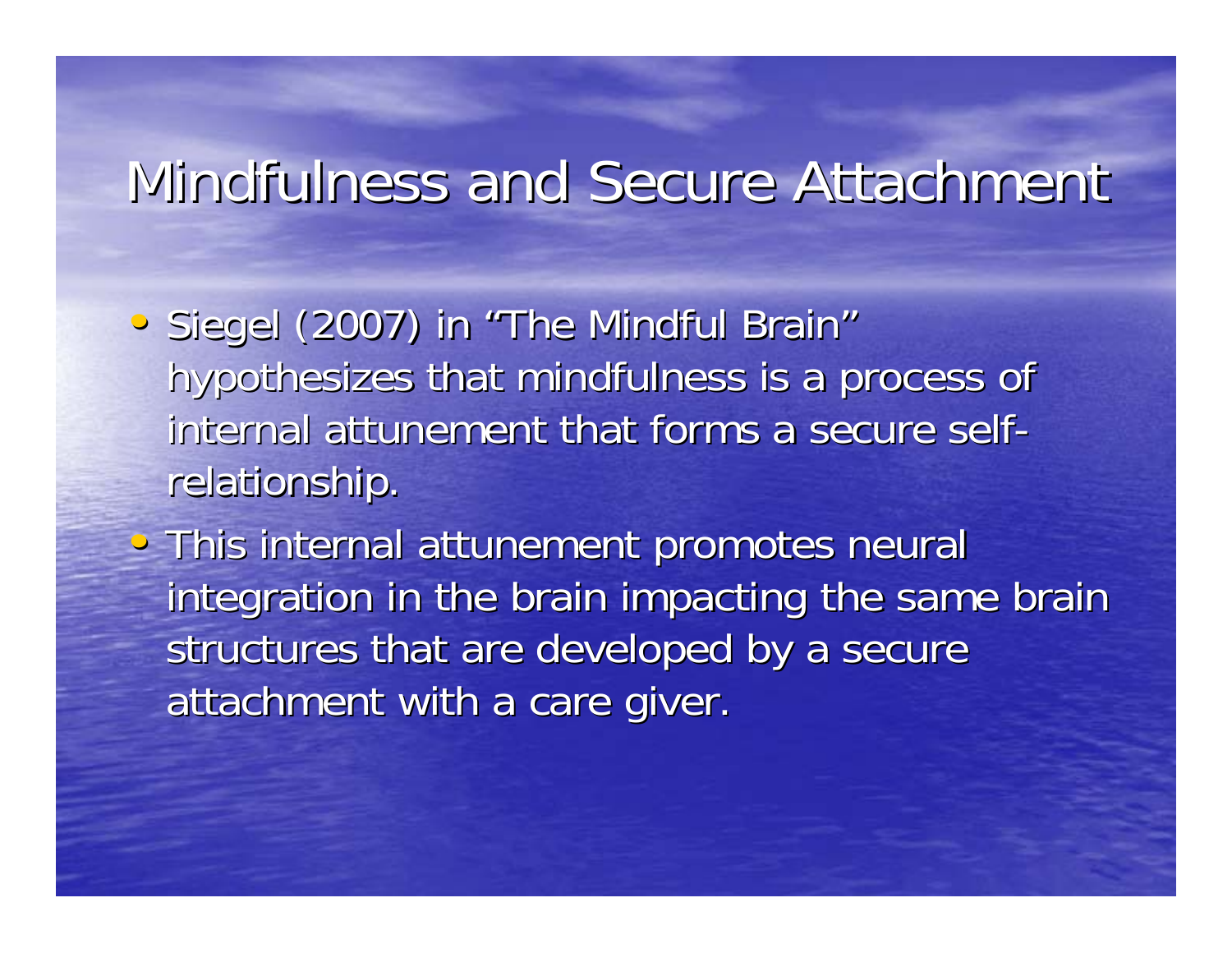# Mindfulness and Secure Attachment

- Siegel (2007) in "The Mindful Brain" hypothesizes that mindfulness is a process of internal attunement that forms a secure self-relationship.
- This internal attunement promotes neural integration in the brain impacting the same brain structures that are developed by a secure attachment with a care giver.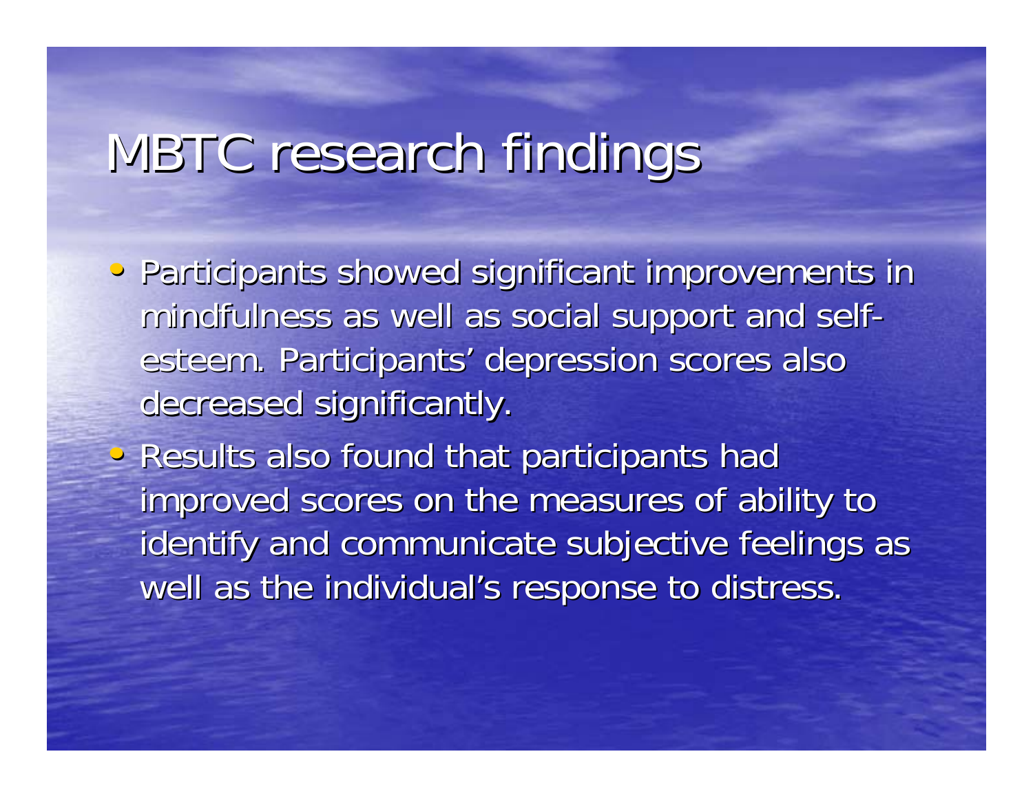# MBTC research findings

- Participants showed significant improvements in mindfulness as well as social support and self-esteem. Participants' depression scores also decreased significantly.
- Results also found that participants had improved scores on the measures of ability to identify and communicate subjective feelings as well as the individual's response to distress.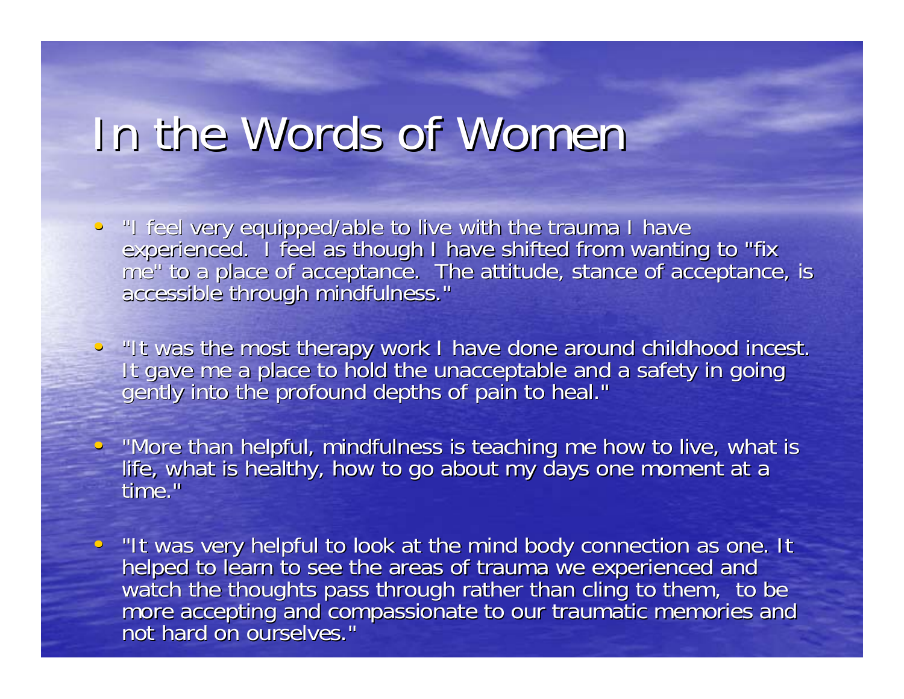# In the Words of Women

- "I feel very equipped/able to live with the trauma I have experienced. I feel as though I have shifted from wanting to "fix me" to a place of acceptance. The attitude, stance of acceptance, is accessible through mindfulness."

- "It was the most therapy work I have done around childhood incest. It gave me a place to hold the unacceptable and a safety in going gently into the profound depths of pain to heal."

- "More than helpful, mindfulness is teaching me how to live, what is life, what is healthy, how to go about my days one moment at a time."

- "It was very helpful to look at the mind body connection as one. It helped to learn to see the areas of trauma we experienced and watch the thoughts pass through rather than cling to them, to be more accepting and compassionate to our traumatic memories and not hard on ourselves."